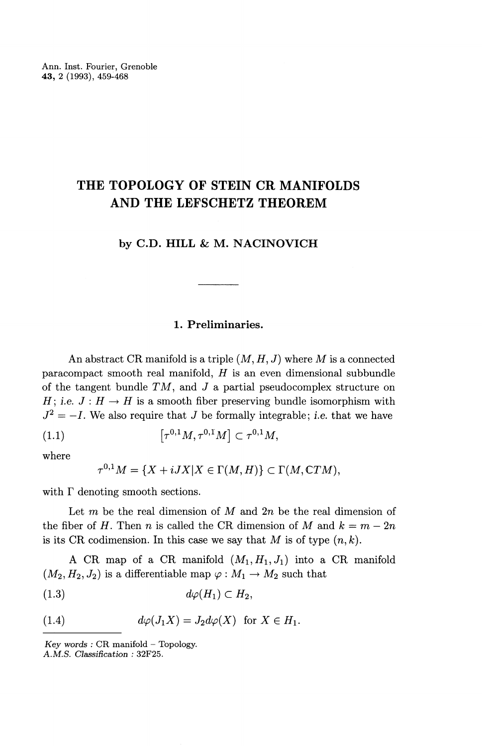# THE TOPOLOGY OF STEIN CR MANIFOLDS AND THE LEFSCHETZ THEOREM

**by C.D. HILL & M. NACINOVICH**

## 1. Preliminaries.

An abstract CR manifold is a triple $(M, H, J)$ where $M$ is a connected paracompact smooth real manifold, $H$ is an even dimensional subbundle of the tangent bundle $TM$, and $J$ a partial pseudocomplex structure on $H$; *i.e.* $J : H \to H$ is a smooth fiber preserving bundle isomorphism with $J^2 = -I$. We also require that $J$ be formally integrable; *i.e.* that we have

$$[\tau^{0,1}M, \tau^{0,1}M] \subset \tau^{0,1}M, \tag{1.1}$$

where

$$\tau^{0,1}M = \{X + iJX | X \in \Gamma(M, H)\} \subset \Gamma(M, \mathbb{C}TM),$$

with $\Gamma$ denoting smooth sections.

Let $m$ be the real dimension of $M$ and $2n$ be the real dimension of the fiber of $H$. Then $n$ is called the CR dimension of $M$ and $k = m - 2n$ is its CR codimension. In this case we say that $M$ is of type $(n, k)$.

A CR map of a CR manifold $(M_1, H_1, J_1)$ into a CR manifold $(M_2, H_2, J_2)$ is a differentiable map $\varphi : M_1 \to M_2$ such that

$$d\varphi(H_1) \subset H_2, \tag{1.3}$$

$$d\varphi(J_1 X) = J_2 d\varphi(X) \quad \text{for } X \in H_1. \tag{1.4}$$

---

*Key words* : CR manifold – Topology.
*A.M.S. Classification* : 32F25.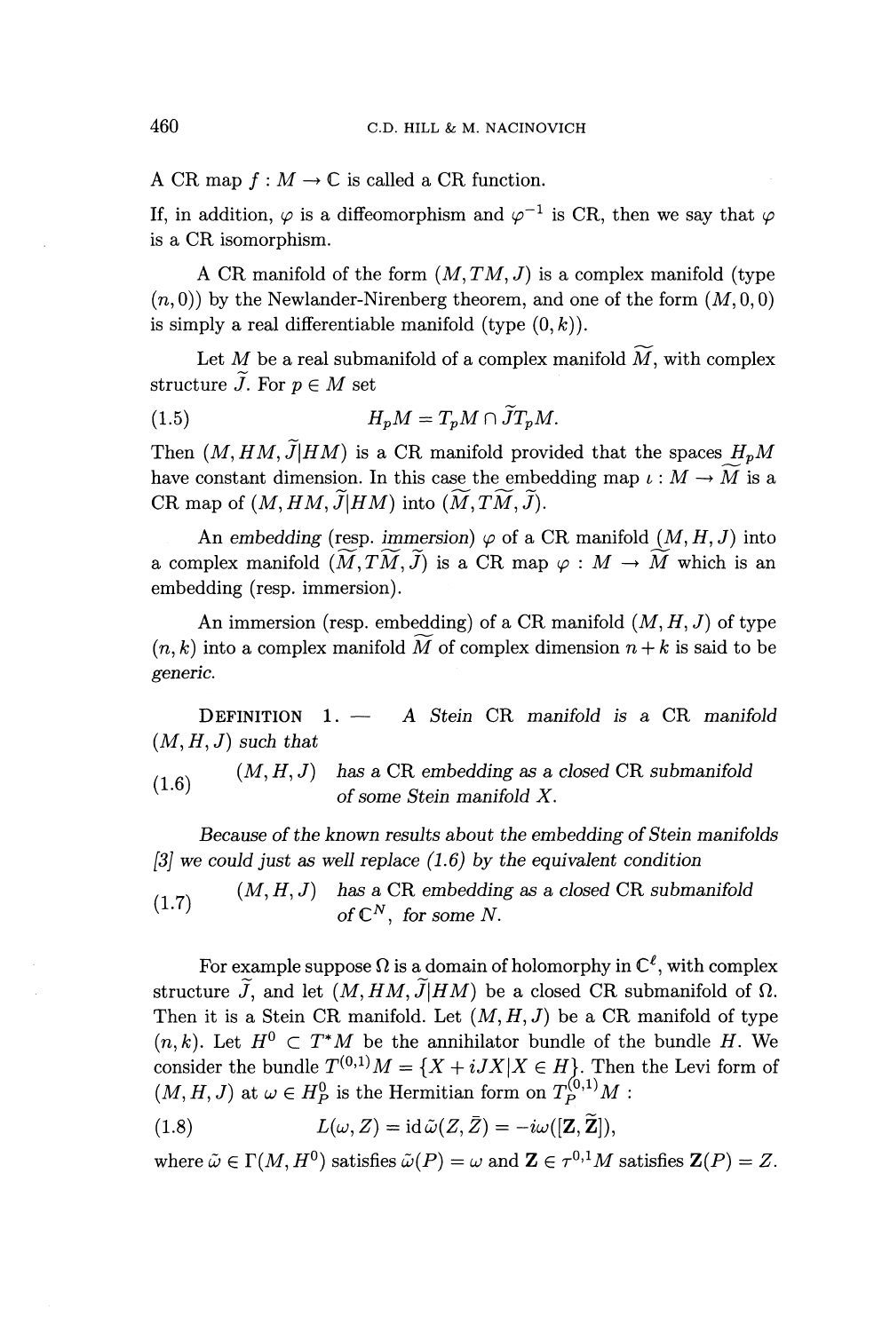A CR map $f : M \to \mathbb{C}$ is called a CR function.

If, in addition, $\varphi$ is a diffeomorphism and $\varphi^{-1}$ is CR, then we say that $\varphi$ is a CR isomorphism.

A CR manifold of the form $(M, TM, J)$ is a complex manifold (type $(n, 0)$) by the Newlander-Nirenberg theorem, and one of the form $(M, 0, 0)$ is simply a real differentiable manifold (type $(0, k)$).

Let $M$ be a real submanifold of a complex manifold $\widetilde{M}$, with complex structure $\widetilde{J}$. For $p \in M$ set

$$H_pM = T_pM \cap \widetilde{J}T_pM. \tag{1.5}$$

Then $(M, HM, \widetilde{J}|HM)$ is a CR manifold provided that the spaces $H_pM$ have constant dimension. In this case the embedding map $\iota : M \to \widetilde{M}$ is a CR map of $(M, HM, \widetilde{J}|HM)$ into $(\widetilde{M}, T\widetilde{M}, \widetilde{J})$.

An *embedding* (resp. *immersion*) $\varphi$ of a CR manifold $(M, H, J)$ into a complex manifold $(\widetilde{M}, T\widetilde{M}, \widetilde{J})$ is a CR map $\varphi : M \to \widetilde{M}$ which is an embedding (resp. immersion).

An immersion (resp. embedding) of a CR manifold $(M, H, J)$ of type $(n, k)$ into a complex manifold $\widetilde{M}$ of complex dimension $n + k$ is said to be *generic*.

DEFINITION 1. — *A Stein* CR *manifold is a* CR *manifold* $(M, H, J)$ *such that*

$$(M, H, J) \text{ has a CR embedding as a closed CR submanifold of some Stein manifold } X. \tag{1.6}$$

*Because of the known results about the embedding of Stein manifolds [3] we could just as well replace (1.6) by the equivalent condition*

$$(M, H, J) \text{ has a CR embedding as a closed CR submanifold of } \mathbb{C}^N, \text{ for some } N. \tag{1.7}$$

For example suppose $\Omega$ is a domain of holomorphy in $\mathbb{C}^\ell$, with complex structure $\widetilde{J}$, and let $(M, HM, \widetilde{J}|HM)$ be a closed CR submanifold of $\Omega$. Then it is a Stein CR manifold. Let $(M, H, J)$ be a CR manifold of type $(n, k)$. Let $H^0 \subset T^*M$ be the annihilator bundle of the bundle $H$. We consider the bundle $T^{(0,1)}M = \{X + iJX | X \in H\}$. Then the Levi form of $(M, H, J)$ at $\omega \in H^0_P$ is the Hermitian form on $T^{(0,1)}_P M$ :

$$L(\omega, Z) = i d\tilde{\omega}(Z, \bar{Z}) = -i\omega([\mathbf{Z}, \widetilde{\mathbf{Z}}]), \tag{1.8}$$

where $\tilde{\omega} \in \Gamma(M, H^0)$ satisfies $\tilde{\omega}(P) = \omega$ and $\mathbf{Z} \in \tau^{0,1}M$ satisfies $\mathbf{Z}(P) = Z$.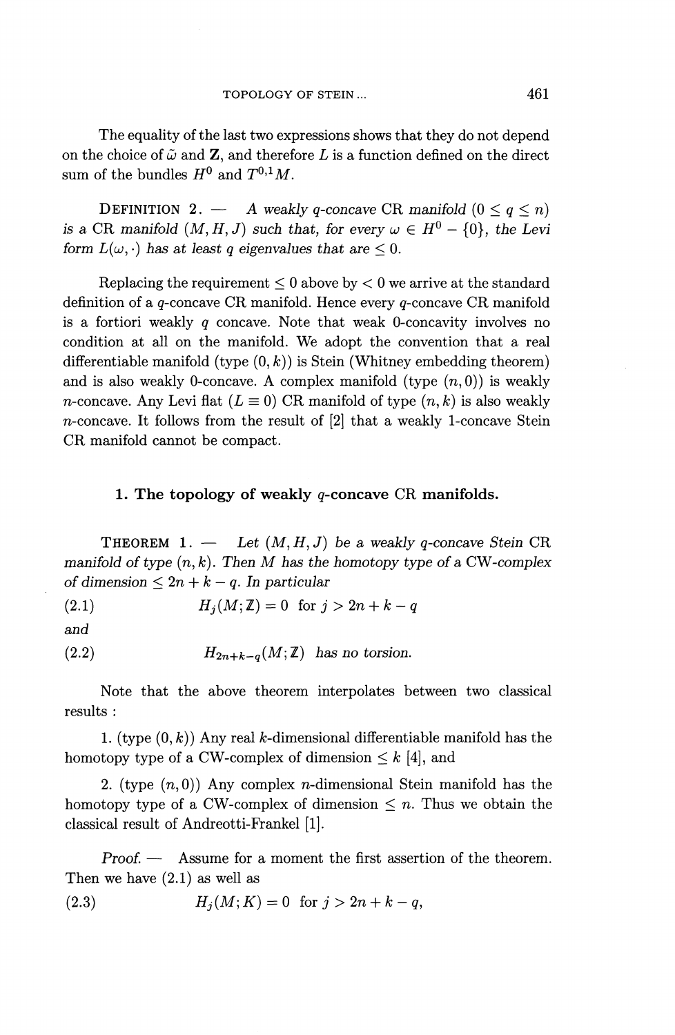The equality of the last two expressions shows that they do not depend on the choice of $\tilde{\omega}$ and $\mathbf{Z}$, and therefore $L$ is a function defined on the direct sum of the bundles $H^0$ and $T^{0,1}M$.

DEFINITION 2. — *A weakly $q$-concave* CR *manifold* $(0 \leq q \leq n)$ *is a* CR *manifold* $(M, H, J)$ *such that, for every* $\omega \in H^0 - \{0\}$, *the Levi form* $L(\omega, \cdot)$ *has at least* $q$ *eigenvalues that are* $\leq 0$.

Replacing the requirement $\leq 0$ above by $< 0$ we arrive at the standard definition of a $q$-concave CR manifold. Hence every $q$-concave CR manifold is a fortiori weakly $q$ concave. Note that weak 0-concavity involves no condition at all on the manifold. We adopt the convention that a real differentiable manifold (type $(0, k)$) is Stein (Whitney embedding theorem) and is also weakly 0-concave. A complex manifold (type $(n, 0)$) is weakly $n$-concave. Any Levi flat ($L \equiv 0$) CR manifold of type $(n, k)$ is also weakly $n$-concave. It follows from the result of [2] that a weakly 1-concave Stein CR manifold cannot be compact.

## 1. The topology of weakly $q$-concave CR manifolds.

THEOREM 1. — *Let* $(M, H, J)$ *be a weakly $q$-concave Stein* CR *manifold of type* $(n, k)$. *Then* $M$ *has the homotopy type of a* CW-*complex of dimension* $\leq 2n + k - q$. *In particular*

$$H_j(M; \mathbb{Z}) = 0 \quad \text{for } j > 2n + k - q \tag{2.1}$$

*and*

$$H_{2n+k-q}(M; \mathbb{Z}) \text{ has no torsion.} \tag{2.2}$$

Note that the above theorem interpolates between two classical results :

1. (type $(0, k)$) Any real $k$-dimensional differentiable manifold has the homotopy type of a CW-complex of dimension $\leq k$ [4], and

2. (type $(n, 0)$) Any complex $n$-dimensional Stein manifold has the homotopy type of a CW-complex of dimension $\leq n$. Thus we obtain the classical result of Andreotti-Frankel [1].

*Proof.* — Assume for a moment the first assertion of the theorem. Then we have (2.1) as well as

$$H_j(M; K) = 0 \quad \text{for } j > 2n + k - q, \tag{2.3}$$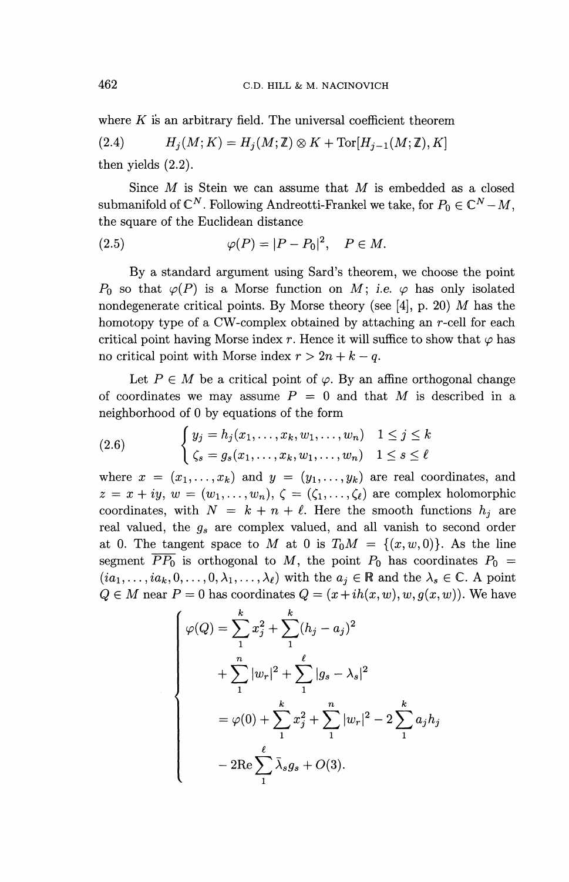where $K$ is an arbitrary field. The universal coefficient theorem

$$H_j(M;K) = H_j(M;\mathbb{Z}) \otimes K + \mathrm{Tor}[H_{j-1}(M;\mathbb{Z}), K] \tag{2.4}$$

then yields (2.2).

Since $M$ is Stein we can assume that $M$ is embedded as a closed submanifold of $\mathbb{C}^N$. Following Andreotti-Frankel we take, for $P_0 \in \mathbb{C}^N - M$, the square of the Euclidean distance

$$\varphi(P) = |P - P_0|^2, \quad P \in M. \tag{2.5}$$

By a standard argument using Sard's theorem, we choose the point $P_0$ so that $\varphi(P)$ is a Morse function on $M$; *i.e.* $\varphi$ has only isolated nondegenerate critical points. By Morse theory (see [4], p. 20) $M$ has the homotopy type of a CW-complex obtained by attaching an $r$-cell for each critical point having Morse index $r$. Hence it will suffice to show that $\varphi$ has no critical point with Morse index $r > 2n + k - q$.

Let $P \in M$ be a critical point of $\varphi$. By an affine orthogonal change of coordinates we may assume $P = 0$ and that $M$ is described in a neighborhood of 0 by equations of the form

$$\begin{cases} y_j = h_j(x_1, \dots, x_k, w_1, \dots, w_n) & 1 \le j \le k \\ \zeta_s = g_s(x_1, \dots, x_k, w_1, \dots, w_n) & 1 \le s \le \ell \end{cases} \tag{2.6}$$

where $x = (x_1, \dots, x_k)$ and $y = (y_1, \dots, y_k)$ are real coordinates, and $z = x + iy$, $w = (w_1, \dots, w_n)$, $\zeta = (\zeta_1, \dots, \zeta_\ell)$ are complex holomorphic coordinates, with $N = k + n + \ell$. Here the smooth functions $h_j$ are real valued, the $g_s$ are complex valued, and all vanish to second order at 0. The tangent space to $M$ at 0 is $T_0M = \{(x, w, 0)\}$. As the line segment $\overline{PP_0}$ is orthogonal to $M$, the point $P_0$ has coordinates $P_0 = (ia_1, \dots, ia_k, 0, \dots, 0, \lambda_1, \dots, \lambda_\ell)$ with the $a_j \in \mathbb{R}$ and the $\lambda_s \in \mathbb{C}$. A point $Q \in M$ near $P = 0$ has coordinates $Q = (x + ih(x, w), w, g(x, w))$. We have

$$\begin{cases} \varphi(Q) = \sum_1^k x_j^2 + \sum_1^k (h_j - a_j)^2 \\ \quad + \sum_1^n |w_r|^2 + \sum_1^\ell |g_s - \lambda_s|^2 \\ \quad = \varphi(0) + \sum_1^k x_j^2 + \sum_1^n |w_r|^2 - 2\sum_1^k a_j h_j \\ \quad - 2\mathrm{Re} \sum_1^\ell \bar{\lambda}_s g_s + O(3). \end{cases}$$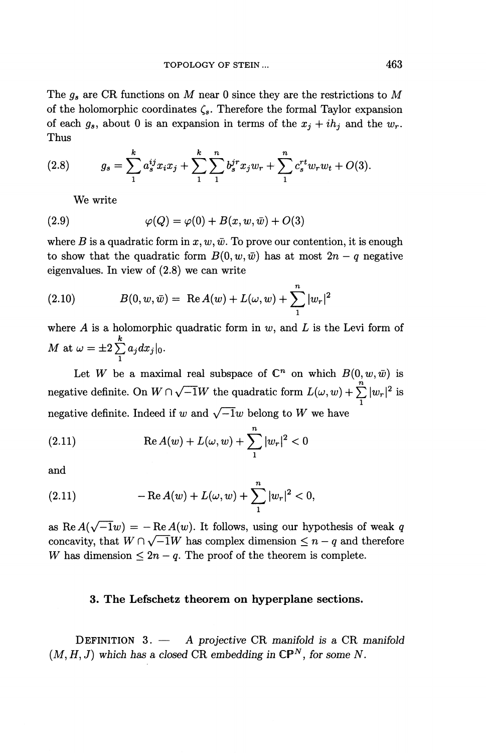The $g_s$ are CR functions on $M$ near 0 since they are the restrictions to $M$ of the holomorphic coordinates $\zeta_s$. Therefore the formal Taylor expansion of each $g_s$, about 0 is an expansion in terms of the $x_j + ih_j$ and the $w_r$. Thus

$$g_s = \sum_1^k a_s^{ij} x_i x_j + \sum_1^k \sum_1^n b_s^{jr} x_j w_r + \sum_1^n c_s^{rt} w_r w_t + O(3). \tag{2.8}$$

We write

$$\varphi(Q) = \varphi(0) + B(x, w, \bar{w}) + O(3) \tag{2.9}$$

where $B$ is a quadratic form in $x, w, \bar{w}$. To prove our contention, it is enough to show that the quadratic form $B(0, w, \bar{w})$ has at most $2n - q$ negative eigenvalues. In view of (2.8) we can write

$$B(0, w, \bar{w}) = \operatorname{Re} A(w) + L(\omega, w) + \sum_1^n |w_r|^2 \tag{2.10}$$

where $A$ is a holomorphic quadratic form in $w$, and $L$ is the Levi form of $M$ at $\omega = \pm 2 \sum_1^k a_j dx_j|_0$.

Let $W$ be a maximal real subspace of $\mathbb{C}^n$ on which $B(0, w, \bar{w})$ is negative definite. On $W \cap \sqrt{-1}W$ the quadratic form $L(\omega, w) + \sum_1^n |w_r|^2$ is negative definite. Indeed if $w$ and $\sqrt{-1}w$ belong to $W$ we have

$$\operatorname{Re} A(w) + L(\omega, w) + \sum_1^n |w_r|^2 < 0 \tag{2.11}$$

and

$$-\operatorname{Re} A(w) + L(\omega, w) + \sum_1^n |w_r|^2 < 0, \tag{2.11}$$

as $\operatorname{Re} A(\sqrt{-1}w) = -\operatorname{Re} A(w)$. It follows, using our hypothesis of weak $q$ concavity, that $W \cap \sqrt{-1}W$ has complex dimension $\leq n - q$ and therefore $W$ has dimension $\leq 2n - q$. The proof of the theorem is complete.

## 3. The Lefschetz theorem on hyperplane sections.

DEFINITION 3. — *A projective* CR *manifold is a* CR *manifold* $(M, H, J)$ *which has a closed* CR *embedding in* $\mathbb{CP}^N$, *for some* $N$.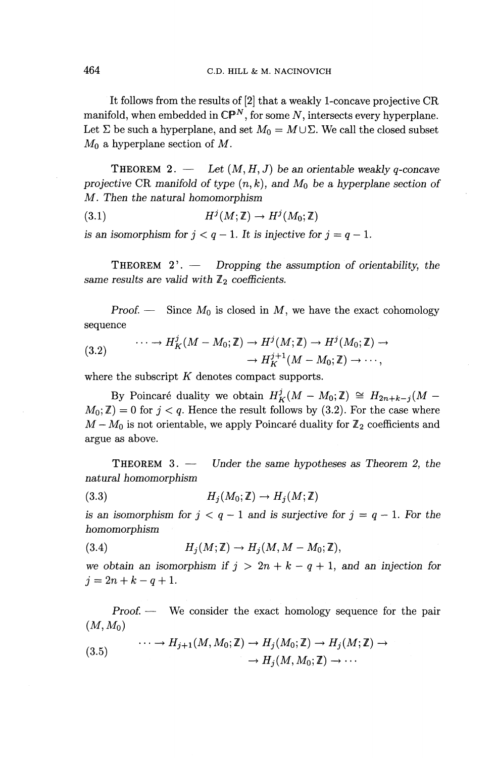It follows from the results of [2] that a weakly 1-concave projective CR manifold, when embedded in $\mathbb{CP}^N$, for some $N$, intersects every hyperplane. Let $\Sigma$ be such a hyperplane, and set $M_0 = M \cup \Sigma$. We call the closed subset $M_0$ a hyperplane section of $M$.

THEOREM 2. — *Let $(M, H, J)$ be an orientable weakly $q$-concave projective* CR *manifold of type $(n, k)$, and $M_0$ be a hyperplane section of $M$. Then the natural homomorphism*

$$H^j(M; \mathbb{Z}) \to H^j(M_0; \mathbb{Z}) \tag{3.1}$$

*is an isomorphism for $j < q - 1$. It is injective for $j = q - 1$.*

THEOREM 2'. — *Dropping the assumption of orientability, the same results are valid with $\mathbb{Z}_2$ coefficients.*

*Proof.* — Since $M_0$ is closed in $M$, we have the exact cohomology sequence

$$\begin{aligned} \cdots \to H^j_K(M - M_0; \mathbb{Z}) \to H^j(M; \mathbb{Z}) \to H^j(M_0; \mathbb{Z}) \to \\ \to H^{j+1}_K(M - M_0; \mathbb{Z}) \to \cdots, \end{aligned} \tag{3.2}$$

where the subscript $K$ denotes compact supports.

By Poincaré duality we obtain $H^j_K(M - M_0; \mathbb{Z}) \cong H_{2n+k-j}(M - M_0; \mathbb{Z}) = 0$ for $j < q$. Hence the result follows by (3.2). For the case where $M - M_0$ is not orientable, we apply Poincaré duality for $\mathbb{Z}_2$ coefficients and argue as above.

THEOREM 3. — *Under the same hypotheses as Theorem 2, the natural homomorphism*

$$H_j(M_0; \mathbb{Z}) \to H_j(M; \mathbb{Z}) \tag{3.3}$$

*is an isomorphism for $j < q - 1$ and is surjective for $j = q - 1$. For the homomorphism*

$$H_j(M; \mathbb{Z}) \to H_j(M, M - M_0; \mathbb{Z}), \tag{3.4}$$

*we obtain an isomorphism if $j > 2n + k - q + 1$, and an injection for $j = 2n + k - q + 1$.*

*Proof.* — We consider the exact homology sequence for the pair $(M, M_0)$

$$\begin{aligned} \cdots \to H_{j+1}(M, M_0; \mathbb{Z}) \to H_j(M_0; \mathbb{Z}) \to H_j(M; \mathbb{Z}) \to \\ \to H_j(M, M_0; \mathbb{Z}) \to \cdots \end{aligned} \tag{3.5}$$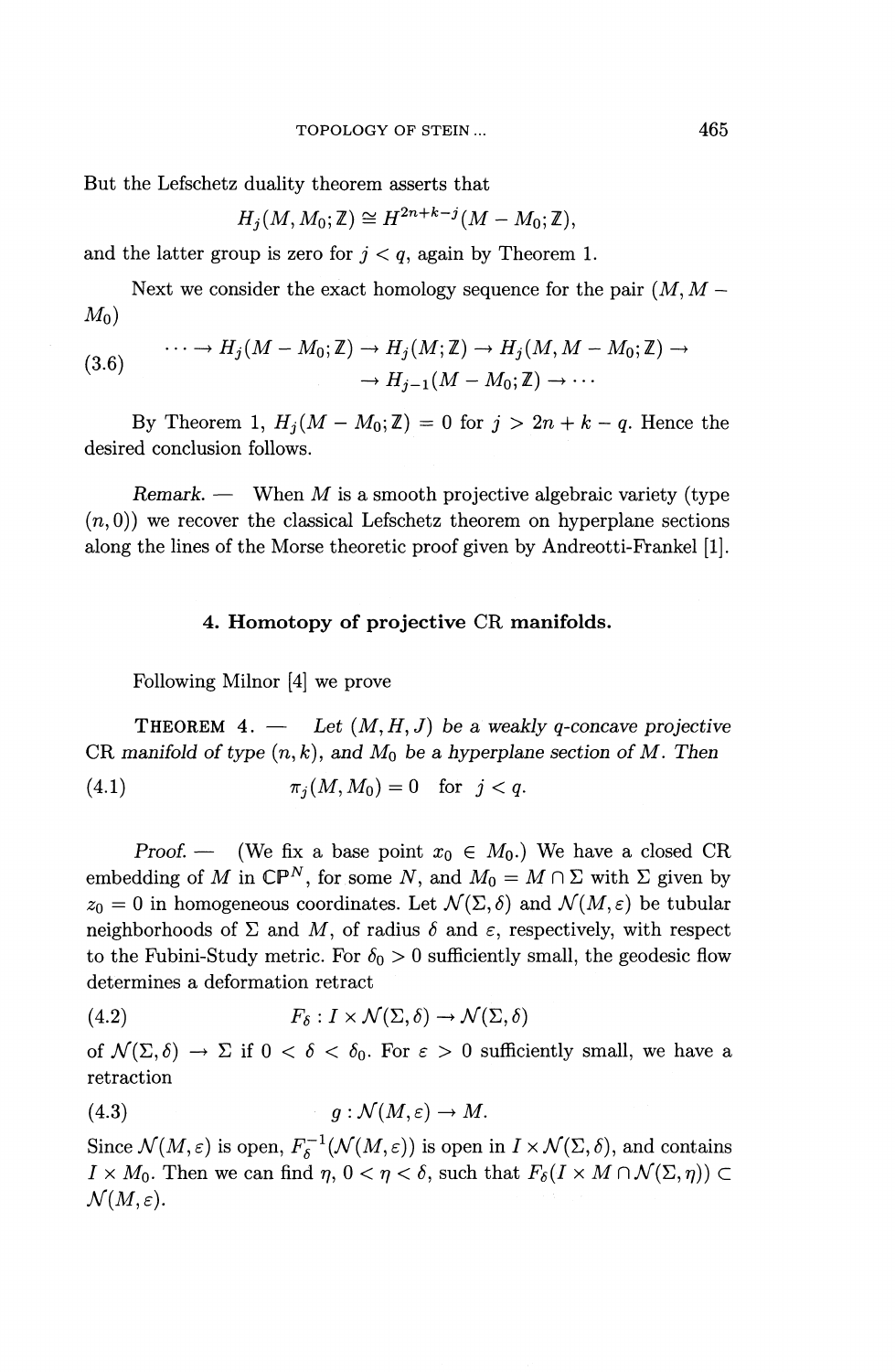But the Lefschetz duality theorem asserts that

$$H_j(M, M_0; \mathbb{Z}) \cong H^{2n+k-j}(M - M_0; \mathbb{Z}),$$

and the latter group is zero for $j < q$, again by Theorem 1.

Next we consider the exact homology sequence for the pair $(M, M - M_0)$

$$\begin{aligned} \cdots \to H_j(M - M_0; \mathbb{Z}) \to H_j(M; \mathbb{Z}) \to H_j(M, M - M_0; \mathbb{Z}) \to \\ \to H_{j-1}(M - M_0; \mathbb{Z}) \to \cdots \end{aligned} \tag{3.6}$$

By Theorem 1, $H_j(M - M_0; \mathbb{Z}) = 0$ for $j > 2n + k - q$. Hence the desired conclusion follows.

*Remark.* — When $M$ is a smooth projective algebraic variety (type $(n, 0)$) we recover the classical Lefschetz theorem on hyperplane sections along the lines of the Morse theoretic proof given by Andreotti-Frankel [1].

## 4. Homotopy of projective CR manifolds.

Following Milnor [4] we prove

**THEOREM 4.** — *Let $(M, H, J)$ be a weakly $q$-concave projective* CR *manifold of type $(n, k)$, and $M_0$ be a hyperplane section of $M$. Then*

$$\pi_j(M, M_0) = 0 \quad \text{for} \quad j < q. \tag{4.1}$$

*Proof.* — (We fix a base point $x_0 \in M_0$.) We have a closed CR embedding of $M$ in $\mathbb{CP}^N$, for some $N$, and $M_0 = M \cap \Sigma$ with $\Sigma$ given by $z_0 = 0$ in homogeneous coordinates. Let $\mathcal{N}(\Sigma, \delta)$ and $\mathcal{N}(M, \varepsilon)$ be tubular neighborhoods of $\Sigma$ and $M$, of radius $\delta$ and $\varepsilon$, respectively, with respect to the Fubini-Study metric. For $\delta_0 > 0$ sufficiently small, the geodesic flow determines a deformation retract

$$F_\delta : I \times \mathcal{N}(\Sigma, \delta) \to \mathcal{N}(\Sigma, \delta) \tag{4.2}$$

of $\mathcal{N}(\Sigma, \delta) \to \Sigma$ if $0 < \delta < \delta_0$. For $\varepsilon > 0$ sufficiently small, we have a retraction

$$g : \mathcal{N}(M, \varepsilon) \to M. \tag{4.3}$$

Since $\mathcal{N}(M, \varepsilon)$ is open, $F_\delta^{-1}(\mathcal{N}(M, \varepsilon))$ is open in $I \times \mathcal{N}(\Sigma, \delta)$, and contains $I \times M_0$. Then we can find $\eta$, $0 < \eta < \delta$, such that $F_\delta(I \times M \cap \mathcal{N}(\Sigma, \eta)) \subset \mathcal{N}(M, \varepsilon)$.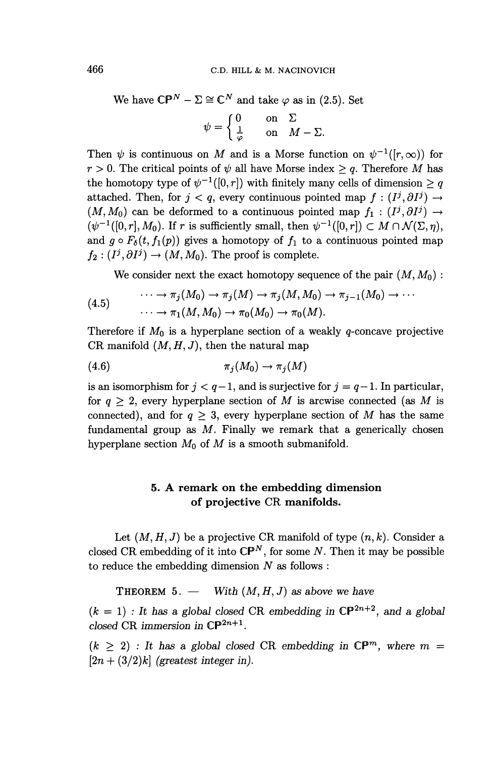We have $\mathbb{CP}^N - \Sigma \cong \mathbb{C}^N$ and take $\varphi$ as in (2.5). Set

$$\psi = \begin{cases} 0 & \text{on } \Sigma \\ \frac{1}{\varphi} & \text{on } M - \Sigma. \end{cases}$$

Then $\psi$ is continuous on $M$ and is a Morse function on $\psi^{-1}([r,\infty))$ for $r > 0$. The critical points of $\psi$ all have Morse index $\geq q$. Therefore $M$ has the homotopy type of $\psi^{-1}([0,r])$ with finitely many cells of dimension $\geq q$ attached. Then, for $j < q$, every continuous pointed map $f : (I^j, \partial I^j) \to (M, M_0)$ can be deformed to a continuous pointed map $f_1 : (I^j, \partial I^j) \to (\psi^{-1}([0,r], M_0)$. If $r$ is sufficiently small, then $\psi^{-1}([0,r]) \subset M \cap \mathcal{N}(\Sigma, \eta)$, and $g \circ F_\delta(t, f_1(p))$ gives a homotopy of $f_1$ to a continuous pointed map $f_2 : (I^j, \partial I^j) \to (M, M_0)$. The proof is complete.

We consider next the exact homotopy sequence of the pair $(M, M_0)$ :

$$\begin{aligned} &\cdots \to \pi_j(M_0) \to \pi_j(M) \to \pi_j(M, M_0) \to \pi_{j-1}(M_0) \to \cdots \\ &\cdots \to \pi_1(M, M_0) \to \pi_0(M_0) \to \pi_0(M). \end{aligned} \tag{4.5}$$

Therefore if $M_0$ is a hyperplane section of a weakly $q$-concave projective CR manifold $(M, H, J)$, then the natural map

$$\pi_j(M_0) \to \pi_j(M) \tag{4.6}$$

is an isomorphism for $j < q-1$, and is surjective for $j = q-1$. In particular, for $q \geq 2$, every hyperplane section of $M$ is arcwise connected (as $M$ is connected), and for $q \geq 3$, every hyperplane section of $M$ has the same fundamental group as $M$. Finally we remark that a generically chosen hyperplane section $M_0$ of $M$ is a smooth submanifold.

## 5. A remark on the embedding dimension of projective CR manifolds.

Let $(M, H, J)$ be a projective CR manifold of type $(n, k)$. Consider a closed CR embedding of it into $\mathbb{CP}^N$, for some $N$. Then it may be possible to reduce the embedding dimension $N$ as follows :

THEOREM 5. — *With $(M, H, J)$ as above we have*

($k = 1$) : *It has a global closed CR embedding in $\mathbb{CP}^{2n+2}$, and a global closed CR immersion in $\mathbb{CP}^{2n+1}$.*

($k \geq 2$) : *It has a global closed CR embedding in $\mathbb{CP}^m$, where $m = [2n + (3/2)k]$ (greatest integer in).*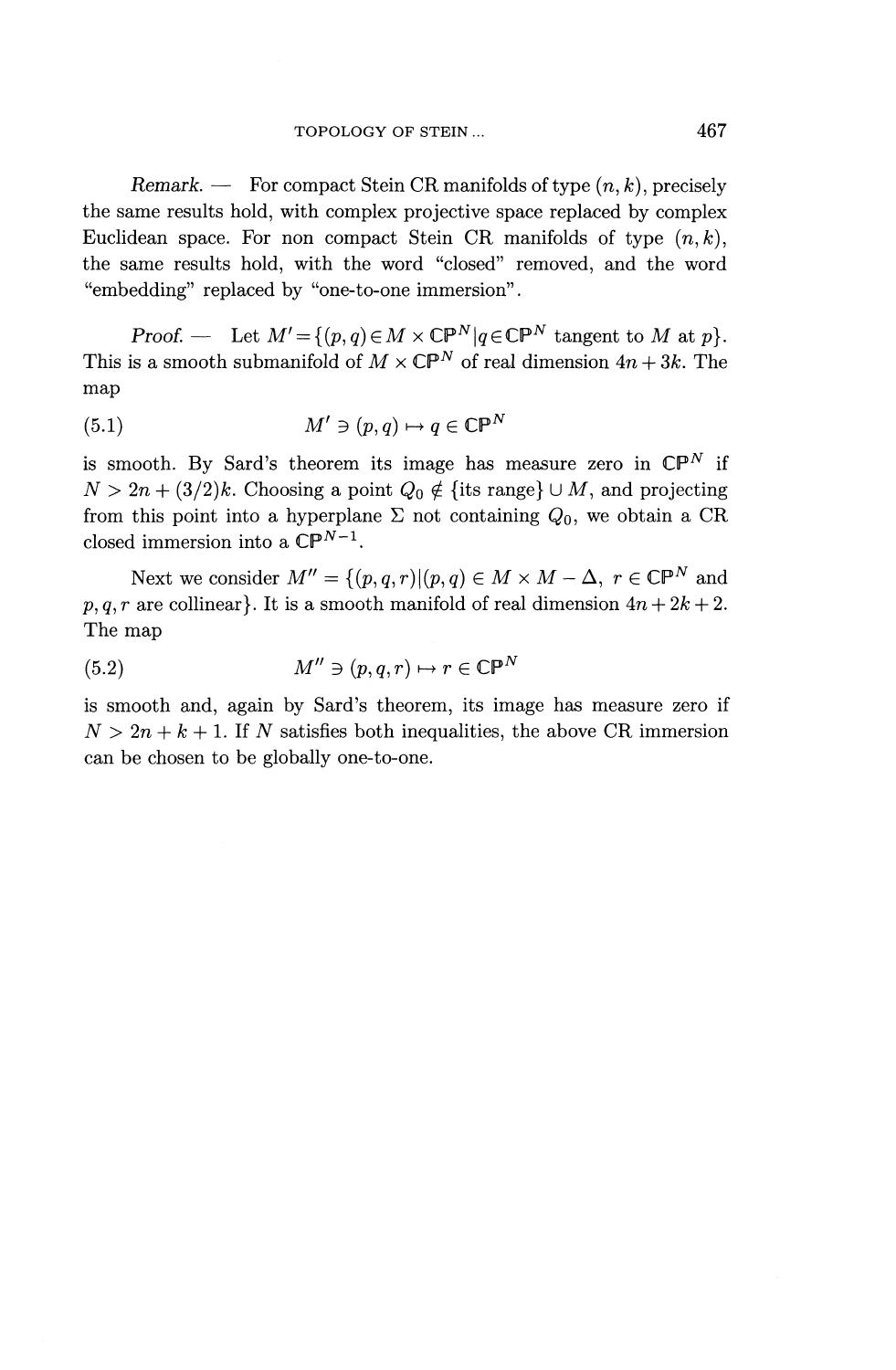*Remark.* — For compact Stein CR manifolds of type $(n, k)$, precisely the same results hold, with complex projective space replaced by complex Euclidean space. For non compact Stein CR manifolds of type $(n, k)$, the same results hold, with the word "closed" removed, and the word "embedding" replaced by "one-to-one immersion".

*Proof.* — Let $M' = \{(p, q) \in M \times \mathbb{CP}^N | q \in \mathbb{CP}^N$ tangent to $M$ at $p\}$. This is a smooth submanifold of $M \times \mathbb{CP}^N$ of real dimension $4n + 3k$. The map

$$M' \ni (p, q) \mapsto q \in \mathbb{CP}^N \tag{5.1}$$

is smooth. By Sard's theorem its image has measure zero in $\mathbb{CP}^N$ if $N > 2n + (3/2)k$. Choosing a point $Q_0 \notin \{\text{its range}\} \cup M$, and projecting from this point into a hyperplane $\Sigma$ not containing $Q_0$, we obtain a CR closed immersion into a $\mathbb{CP}^{N-1}$.

Next we consider $M'' = \{(p, q, r) | (p, q) \in M \times M - \Delta,\ r \in \mathbb{CP}^N$ and $p, q, r$ are collinear$\}$. It is a smooth manifold of real dimension $4n + 2k + 2$. The map

$$M'' \ni (p, q, r) \mapsto r \in \mathbb{CP}^N \tag{5.2}$$

is smooth and, again by Sard's theorem, its image has measure zero if $N > 2n + k + 1$. If $N$ satisfies both inequalities, the above CR immersion can be chosen to be globally one-to-one.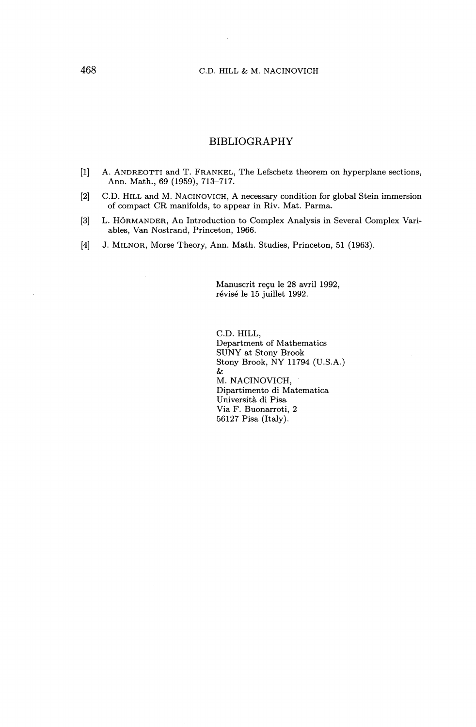## BIBLIOGRAPHY

[1] A. ANDREOTTI and T. FRANKEL, The Lefschetz theorem on hyperplane sections, Ann. Math., 69 (1959), 713–717.

[2] C.D. HILL and M. NACINOVICH, A necessary condition for global Stein immersion of compact CR manifolds, to appear in Riv. Mat. Parma.

[3] L. HÖRMANDER, An Introduction to Complex Analysis in Several Complex Variables, Van Nostrand, Princeton, 1966.

[4] J. MILNOR, Morse Theory, Ann. Math. Studies, Princeton, 51 (1963).

Manuscrit reçu le 28 avril 1992,
révisé le 15 juillet 1992.

C.D. HILL,
Department of Mathematics
SUNY at Stony Brook
Stony Brook, NY 11794 (U.S.A.)
&
M. NACINOVICH,
Dipartimento di Matematica
Università di Pisa
Via F. Buonarroti, 2
56127 Pisa (Italy).